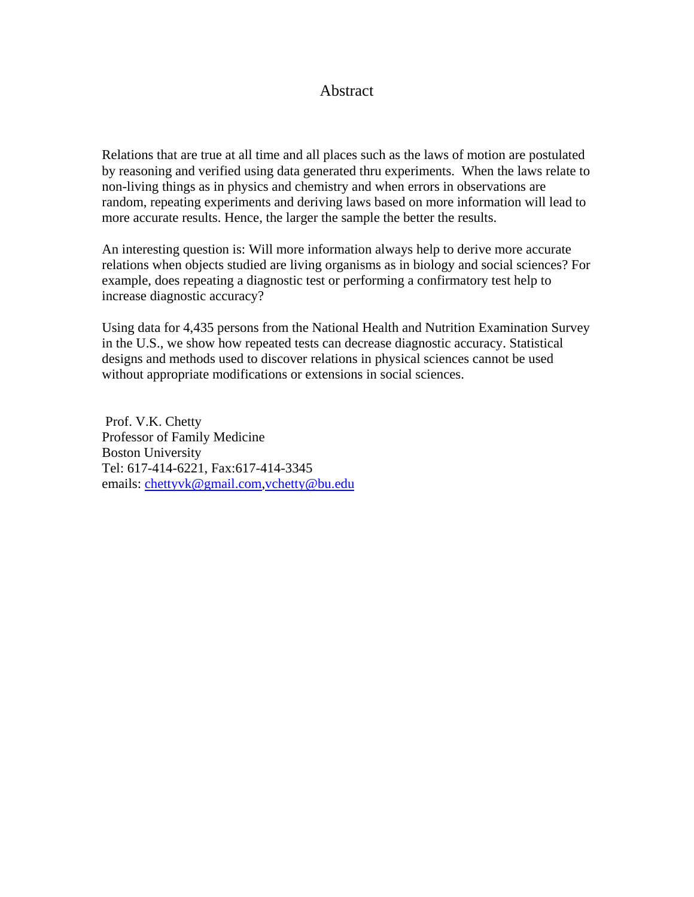# Abstract

Relations that are true at all time and all places such as the laws of motion are postulated by reasoning and verified using data generated thru experiments. When the laws relate to non-living things as in physics and chemistry and when errors in observations are random, repeating experiments and deriving laws based on more information will lead to more accurate results. Hence, the larger the sample the better the results.

An interesting question is: Will more information always help to derive more accurate relations when objects studied are living organisms as in biology and social sciences? For example, does repeating a diagnostic test or performing a confirmatory test help to increase diagnostic accuracy?

Using data for 4,435 persons from the National Health and Nutrition Examination Survey in the U.S., we show how repeated tests can decrease diagnostic accuracy. Statistical designs and methods used to discover relations in physical sciences cannot be used without appropriate modifications or extensions in social sciences.

Prof. V.K. Chetty
Professor of Family Medicine
Boston University
Tel: 617-414-6221, Fax:617-414-3345
emails: chettyvk@gmail.com,vchetty@bu.edu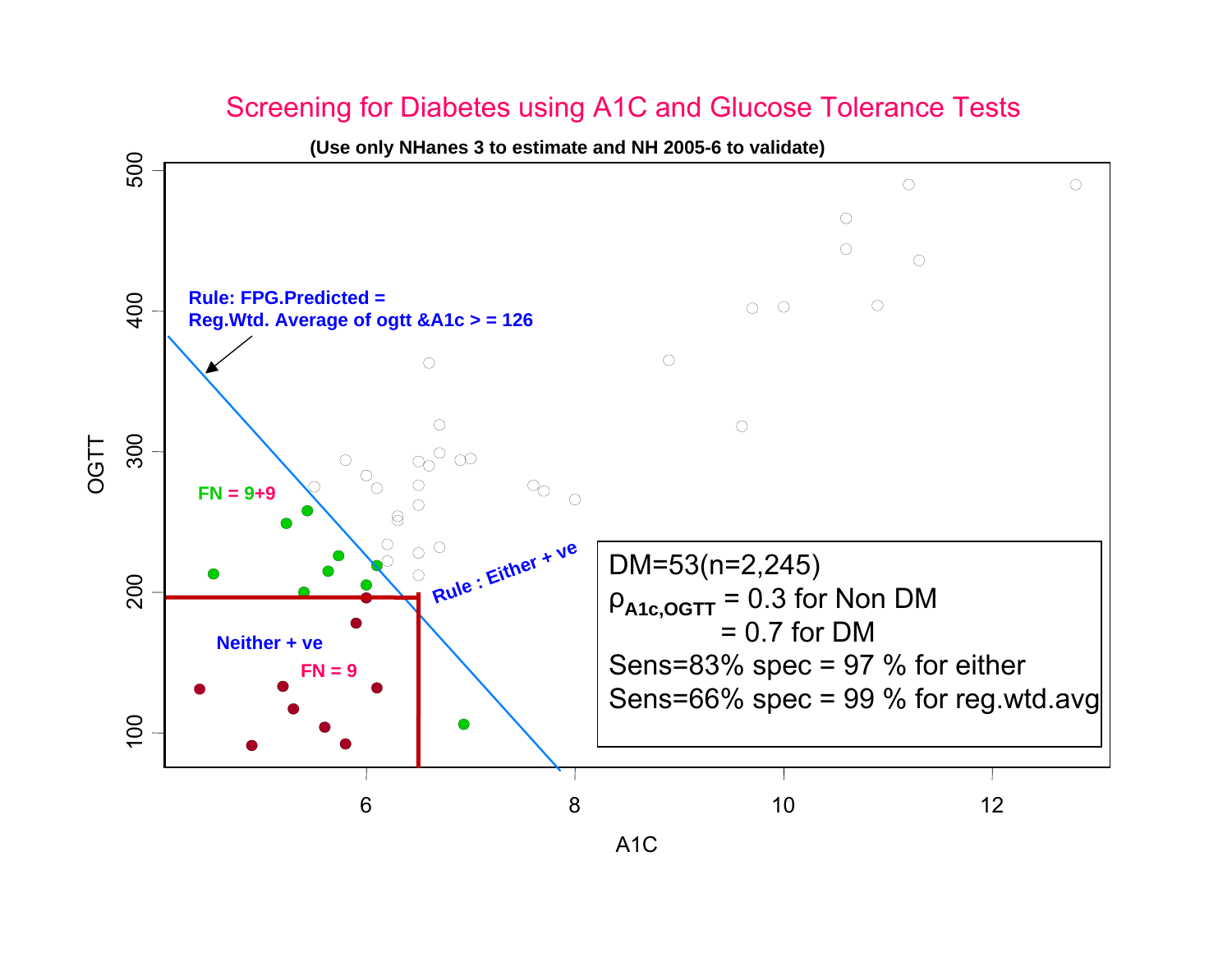# Screening for Diabetes using A1C and Glucose Tolerance Tests

**(Use only NHanes 3 to estimate and NH 2005-6 to validate)**

**Rule: FPG.Predicted = Reg.Wtd. Average of ogtt &A1c > = 126**

**FN = 9+9**

**Rule : Either + ve**

**Neither + ve**

**FN = 9**

DM=53(n=2,245)

$\rho_{A1c,OGTT}$ = 0.3 for Non DM

= 0.7 for DM

Sens=83% spec = 97 % for either

Sens=66% spec = 99 % for reg.wtd.avg

OGTT

A1C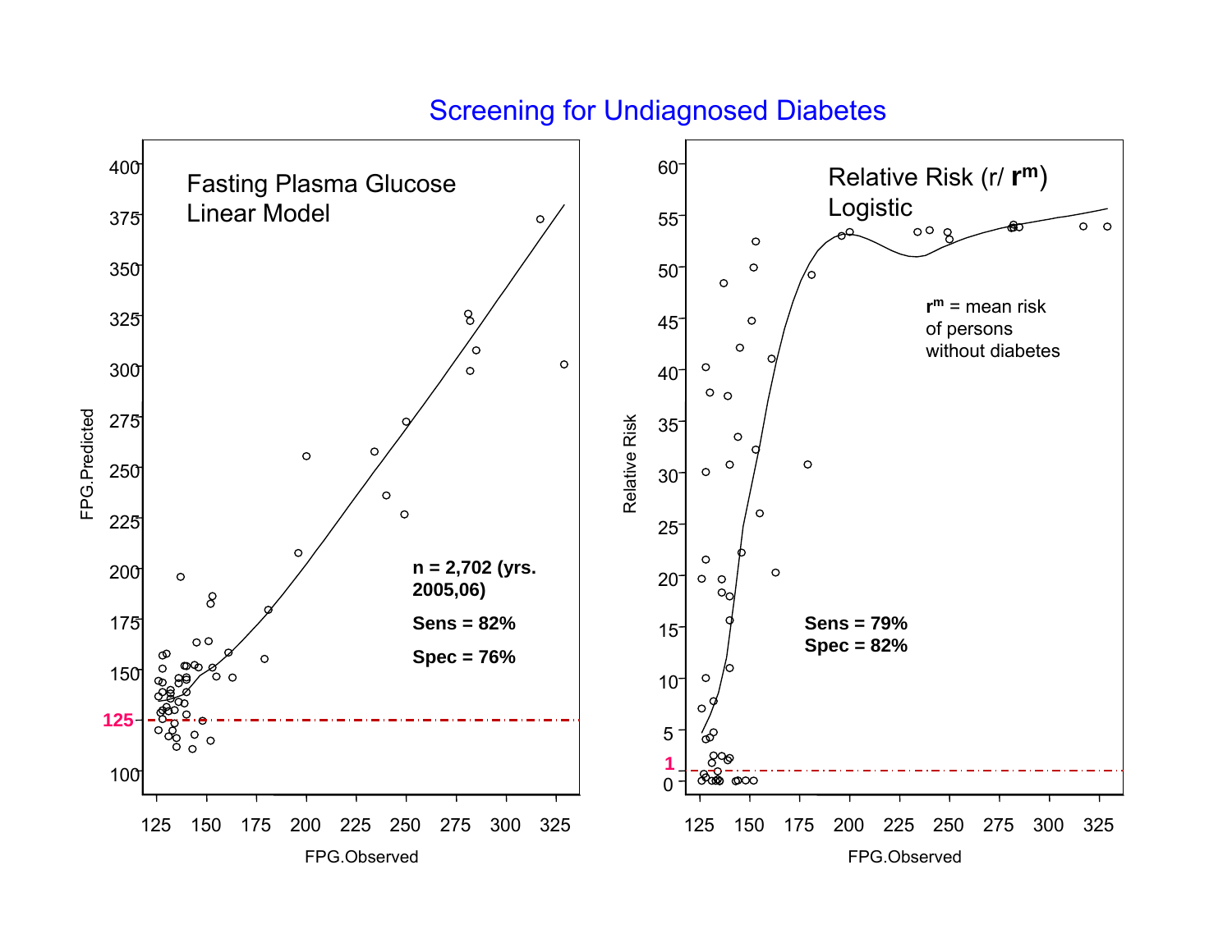# Screening for Undiagnosed Diabetes

## Fasting Plasma Glucose Linear Model

FPG.Predicted vs. FPG.Observed

n = 2,702 (yrs. 2005,06)

**Sens = 82%**

**Spec = 76%**

125

## Relative Risk ($r/\mathbf{r^m}$) Logistic

Relative Risk vs. FPG.Observed

$\mathbf{r^m}$ = mean risk of persons without diabetes

**Sens = 79%**

**Spec = 82%**

1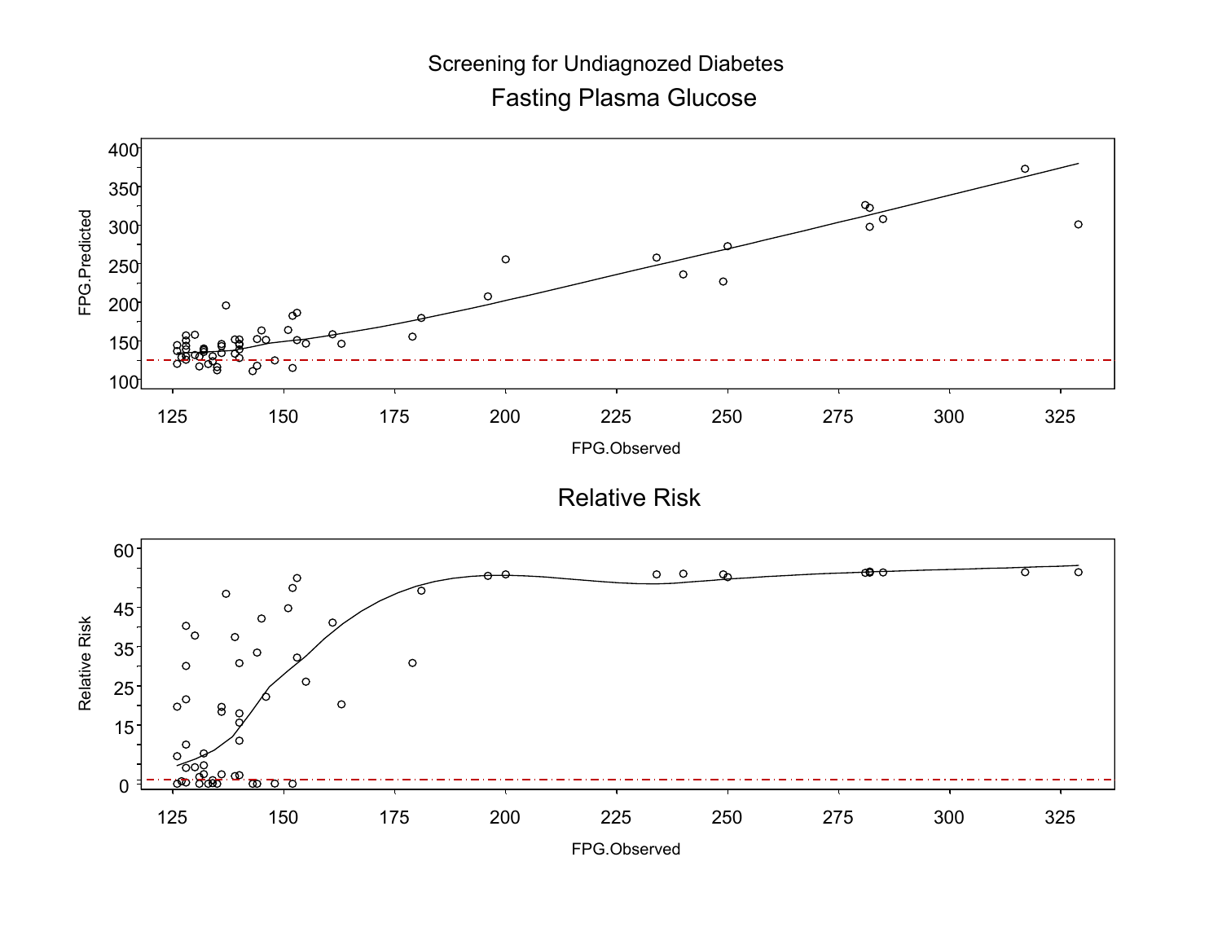Screening for Undiagnozed Diabetes

## Fasting Plasma Glucose

## Relative Risk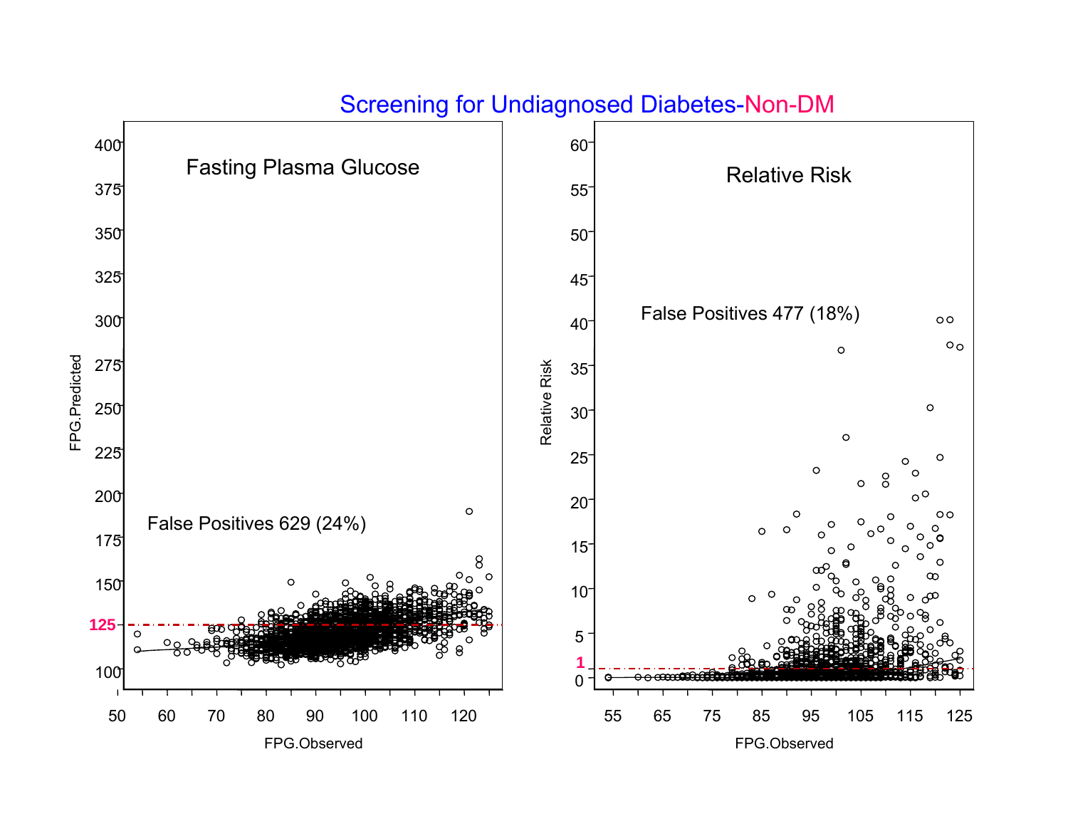Screening for Undiagnosed Diabetes-Non-DM

Fasting Plasma Glucose

False Positives 629 (24%)

FPG.Predicted

FPG.Observed

125

Relative Risk

False Positives 477 (18%)

Relative Risk

FPG.Observed

1